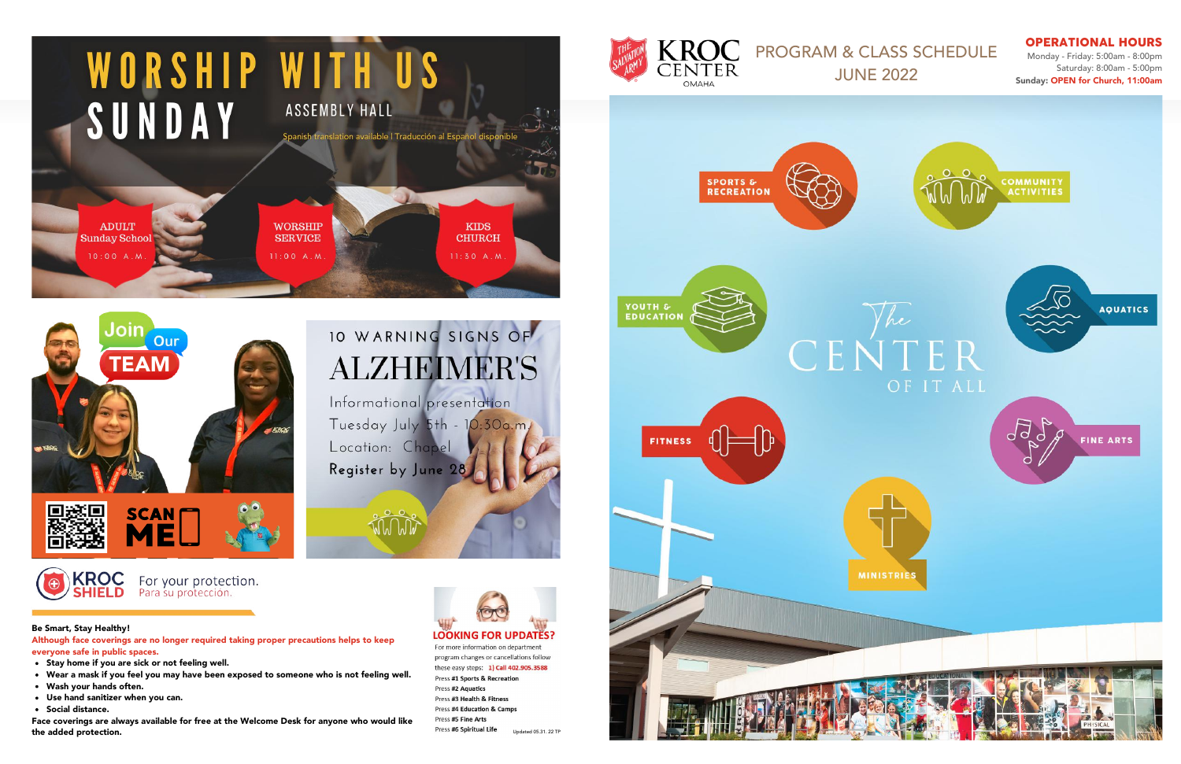# WORSHIP WITH US SUNDAY

ASSEMBLY HALL

Spanish translation available | Traducción al Español disponible

**ADULT Sunday School** 10:00 A.M.

**WORSHIP SERVICE** 11:00 A.M.

**KIDS CHURCH** 11:30 A.M.

## Join Our TEAM

SCAN ME

## 10 WARNING SIGNS OF ALZHEIMER'S

Informational presentation
Tuesday July 5th - 10:30a.m.
Location: Chapel
**Register by June 28**

## KROC SHIELD

For your protection.
Para su protección.

**Be Smart, Stay Healthy!**

**Although face coverings are no longer required taking proper precautions helps to keep everyone safe in public spaces.**

- **Stay home if you are sick or not feeling well.**
- **Wear a mask if you feel you may have been exposed to someone who is not feeling well.**
- **Wash your hands often.**
- **Use hand sanitizer when you can.**
- **Social distance.**

**Face coverings are always available for free at the Welcome Desk for anyone who would like the added protection.**

## LOOKING FOR UPDATES?

For more information on department program changes or cancellations follow these easy steps: **1) Call 402.905.3588**

Press **#1 Sports & Recreation**
Press **#2 Aquatics**
Press **#3 Health & Fitness**
Press **#4 Education & Camps**
Press **#5 Fine Arts**
Press **#6 Spiritual Life**

Updated 05.31.22 TP

# KROC CENTER OMAHA

## PROGRAM & CLASS SCHEDULE JUNE 2022

**OPERATIONAL HOURS**
Monday - Friday: 5:00am - 8:00pm
Saturday: 8:00am - 5:00pm
**Sunday: OPEN for Church, 11:00am**

The CENTER OF IT ALL

- SPORTS & RECREATION
- COMMUNITY ACTIVITIES
- YOUTH & EDUCATION
- AQUATICS
- FITNESS
- FINE ARTS
- MINISTRIES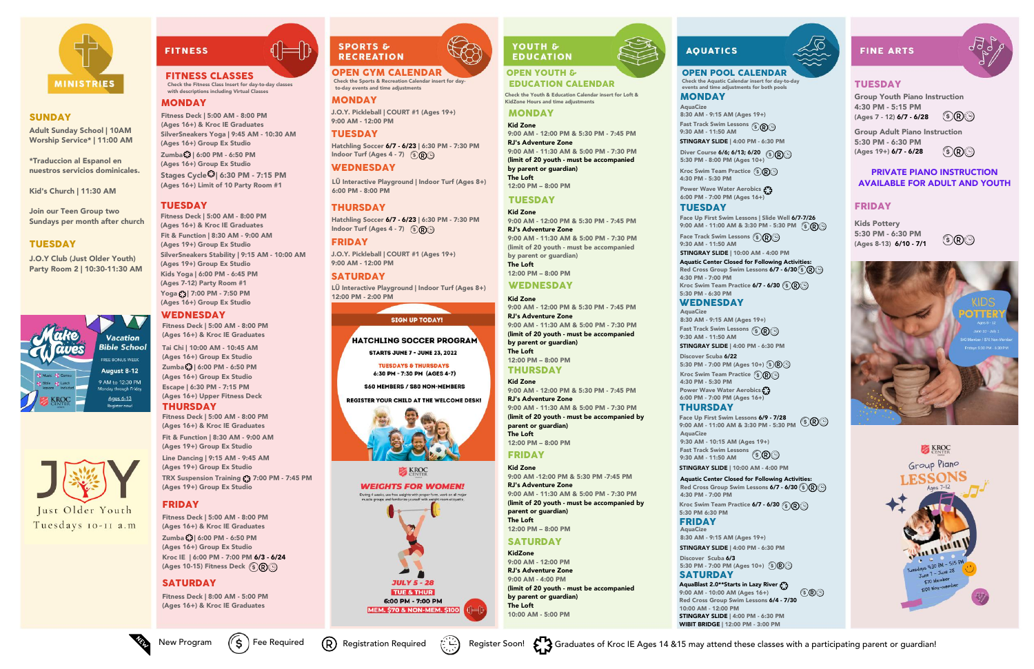# MINISTRIES

## SUNDAY

Adult Sunday School | 10AM
Worship Service* | 11:00 AM

*Traduccion al Espanol en nuestros servicios dominicales.

Kid's Church | 11:30 AM

Join our Teen Group two Sundays per month after church

## TUESDAY

J.O.Y Club (Just Older Youth)
Party Room 2 | 10:30-11:30 AM

Make Waves Vacation Bible School
FREE BONUS WEEK
August 8-12
9 AM to 12:30 PM
Monday through Friday
Ages 6-13
Register now!

JOY
Just Older Youth
Tuesdays 10-11 a.m

# FITNESS

## FITNESS CLASSES

Check the Fitness Class Insert for day-to-day classes with descriptions including Virtual Classes

### MONDAY

Fitness Deck | 5:00 AM - 8:00 PM
(Ages 16+) & Kroc IE Graduates

SilverSneakers Yoga | 9:45 AM - 10:30 AM
(Ages 16+) Group Ex Studio

Zumba | 6:00 PM - 6:50 PM
(Ages 16+) Group Ex Studio

Stages Cycle | 6:30 PM - 7:15 PM
(Ages 16+) Limit of 10 Party Room #1

### TUESDAY

Fitness Deck | 5:00 AM - 8:00 PM
(Ages 16+) & Kroc IE Graduates

Fit & Function | 8:30 AM - 9:00 AM
(Ages 19+) Group Ex Studio

SilverSneakers Stability | 9:15 AM - 10:00 AM
(Ages 19+) Group Ex Studio

Kids Yoga | 6:00 PM - 6:45 PM
(Ages 7-12) Party Room #1

Yoga | 7:00 PM - 7:50 PM
(Ages 16+) Group Ex Studio

### WEDNESDAY

Fitness Deck | 5:00 AM - 8:00 PM
(Ages 16+) & Kroc IE Graduates

Tai Chi | 10:00 AM - 10:45 AM
(Ages 16+) Group Ex Studio

Zumba | 6:00 PM - 6:50 PM
(Ages 16+) Group Ex Studio

Escape | 6:30 PM - 7:15 PM
(Ages 16+) Upper Fitness Deck

### THURSDAY

Fitness Deck | 5:00 AM - 8:00 PM
(Ages 16+) & Kroc IE Graduates

Fit & Function | 8:30 AM - 9:00 AM
(Ages 19+) Group Ex Studio

Line Dancing | 9:15 AM - 9:45 AM
(Ages 19+) Group Ex Studio

TRX Suspension Training 7:00 PM - 7:45 PM
(Ages 19+) Group Ex Studio

### FRIDAY

Fitness Deck | 5:00 AM - 8:00 PM
(Ages 16+) & Kroc IE Graduates

Zumba | 6:00 PM - 6:50 PM
(Ages 16+) Group Ex Studio

Kroc IE | 6:00 PM - 7:00 PM 6/3 - 6/24
(Ages 10-15) Fitness Deck

### SATURDAY

Fitness Deck | 8:00 AM - 5:00 PM
(Ages 16+) & Kroc IE Graduates

# SPORTS & RECREATION

## OPEN GYM CALENDAR

Check the Sports & Recreation Calendar insert for day-to-day events and time adjustments

### MONDAY

J.O.Y. Pickleball | COURT #1 (Ages 19+)
9:00 AM - 12:00 PM

### TUESDAY

Hatchling Soccer 6/7 - 6/23 | 6:30 PM - 7:30 PM
Indoor Turf (Ages 4 - 7)

### WEDNESDAY

LÜ Interactive Playground | Indoor Turf (Ages 8+)
6:00 PM - 8:00 PM

### THURSDAY

Hatchling Soccer 6/7 - 6/23 | 6:30 PM - 7:30 PM
Indoor Turf (Ages 4 - 7)

### FRIDAY

J.O.Y. Pickleball | COURT #1 (Ages 19+)
9:00 AM - 12:00 PM

### SATURDAY

LÜ Interactive Playground | Indoor Turf (Ages 8+)
12:00 PM - 2:00 PM

SIGN UP TODAY!

HATCHLING SOCCER PROGRAM
STARTS JUNE 7 - JUNE 23, 2022
TUESDAYS & THURSDAYS
6:30 PM - 7:30 PM (AGES 4-7)
$60 MEMBERS / $80 NON-MEMBERS
REGISTER YOUR CHILD AT THE WELCOME DESK!

WEIGHTS FOR WOMEN!
During 4 weeks, use free weights with proper form, work on all major muscle groups and familiarize yourself with weight room etiquette.
JULY 5 - 28
TUE & THUR
6:00 PM - 7:00 PM
MEM. $70 & NON-MEM. $100

# YOUTH & EDUCATION

## OPEN YOUTH & EDUCATION CALENDAR

Check the Youth & Education Calendar insert for Loft & KidZone Hours and time adjustments

### MONDAY

Kid Zone
9:00 AM - 12:00 PM & 5:30 PM - 7:45 PM
RJ's Adventure Zone
9:00 AM - 11:30 AM & 5:00 PM - 7:30 PM
(limit of 20 youth - must be accompanied by parent or guardian)
The Loft
12:00 PM – 8:00 PM

### TUESDAY

Kid Zone
9:00 AM - 12:00 PM & 5:30 PM - 7:45 PM
RJ's Adventure Zone
9:00 AM - 11:30 AM & 5:00 PM - 7:30 PM
(limit of 20 youth - must be accompanied by parent or guardian)
The Loft
12:00 PM – 8:00 PM

### WEDNESDAY

Kid Zone
9:00 AM - 12:00 PM & 5:30 PM - 7:45 PM
RJ's Adventure Zone
9:00 AM - 11:30 AM & 5:00 PM - 7:30 PM
(limit of 20 youth - must be accompanied by parent or guardian)
The Loft
12:00 PM – 8:00 PM

### THURSDAY

Kid Zone
9:00 AM - 12:00 PM & 5:30 PM - 7:45 PM
RJ's Adventure Zone
9:00 AM - 11:30 AM & 5:00 PM - 7:30 PM
(limit of 20 youth - must be accompanied by parent or guardian)
The Loft
12:00 PM – 8:00 PM

### FRIDAY

Kid Zone
9:00 AM -12:00 PM & 5:30 PM -7:45 PM
RJ's Adventure Zone
9:00 AM - 11:30 AM & 5:00 PM - 7:30 PM
(limit of 20 youth - must be accompanied by parent or guardian)
The Loft
12:00 PM – 8:00 PM

### SATURDAY

KidZone
9:00 AM - 12:00 PM
RJ's Adventure Zone
9:00 AM - 4:00 PM
(limit of 20 youth - must be accompanied by parent or guardian)
The Loft
10:00 AM - 5:00 PM

# AQUATICS

## OPEN POOL CALENDAR

Check the Aquatic Calendar insert for day-to-day events and time adjustments for both pools

### MONDAY

AquaCize
8:30 AM - 9:15 AM (Ages 19+)

Fast Track Swim Lessons
9:30 AM - 11:50 AM

STINGRAY SLIDE | 4:00 PM - 6:30 PM

Diver Course 6/6; 6/13; 6/20
5:30 PM - 8:00 PM (Ages 10+)

Kroc Swim Team Practice
4:30 PM - 5:30 PM

Power Wave Water Aerobics
6:00 PM - 7:00 PM (Ages 16+)

### TUESDAY

Face Up First Swim Lessons | Slide Well 6/7-7/26
9:00 AM - 11:00 AM & 3:30 PM - 5:30 PM

Face Track Swim Lessons
9:30 AM - 11:50 AM

STINGRAY SLIDE | 10:00 AM - 4:00 PM

Aquatic Center Closed for Following Activities:
Red Cross Group Swim Lessons 6/7 - 6/30
4:30 PM - 7:00 PM
Kroc Swim Team Practice 6/7 - 6/30
5:30 PM - 6:30 PM

### WEDNESDAY

AquaCize
8:30 AM - 9:15 AM (Ages 19+)

Fast Track Swim Lessons
9:30 AM - 11:50 AM

STINGRAY SLIDE | 4:00 PM - 6:30 PM

Discover Scuba 6/22
5:30 PM - 7:00 PM (Ages 10+)

Kroc Swim Team Practice
4:30 PM - 5:30 PM

Power Wave Water Aerobics
6:00 PM - 7:00 PM (Ages 16+)

### THURSDAY

Face Up First Swim Lessons 6/9 - 7/28
9:00 AM - 11:00 AM & 3:30 PM - 5:30 PM

AquaCize
9:30 AM - 10:15 AM (Ages 19+)

Fast Track Swim Lessons
9:30 AM - 11:50 AM

STINGRAY SLIDE | 10:00 AM - 4:00 PM

Aquatic Center Closed for Following Activities:
Red Cross Group Swim Lessons 6/7 - 6/30
4:30 PM - 7:00 PM
Kroc Swim Team Practice 6/7 - 6/30
5:30 PM 6:30 PM

### FRIDAY

AquaCize
8:30 AM - 9:15 AM (Ages 19+)

STINGRAY SLIDE | 4:00 PM - 6:30 PM

Discover Scuba 6/3
5:30 PM - 7:00 PM (Ages 10+)

### SATURDAY

AquaBlast 2.0**Starts in Lazy River
9:00 AM - 10:00 AM (Ages 16+)

Red Cross Group Swim Lessons 6/4 - 7/30
10:00 AM - 12:00 PM

STINGRAY SLIDE | 4:00 PM - 6:30 PM

WIBIT BRIDGE | 12:00 PM - 3:00 PM

# FINE ARTS

### TUESDAY

Group Youth Piano Instruction
4:30 PM - 5:15 PM
(Ages 7 - 12) 6/7 - 6/28

Group Adult Piano Instruction
5:30 PM - 6:30 PM
(Ages 19+) 6/7 - 6/28

PRIVATE PIANO INSTRUCTION AVAILABLE FOR ADULT AND YOUTH

### FRIDAY

Kids Pottery
5:30 PM - 6:30 PM
(Ages 8-13) 6/10 - 7/1

KIDS POTTERY
Ages 8 - 13
June 10 - July 1
$40 Member / $75 Non-Member
Fridays 5:30 PM - 6:30 PM

Group Piano LESSONS
Ages 7-12
Tuesdays 4:30 PM - 5:15 PM
June 7 - June 28
$70 Member
$100 Non-member

---

New Program | Fee Required | Registration Required | Register Soon! | Graduates of Kroc IE Ages 14 &15 may attend these classes with a participating parent or guardian!